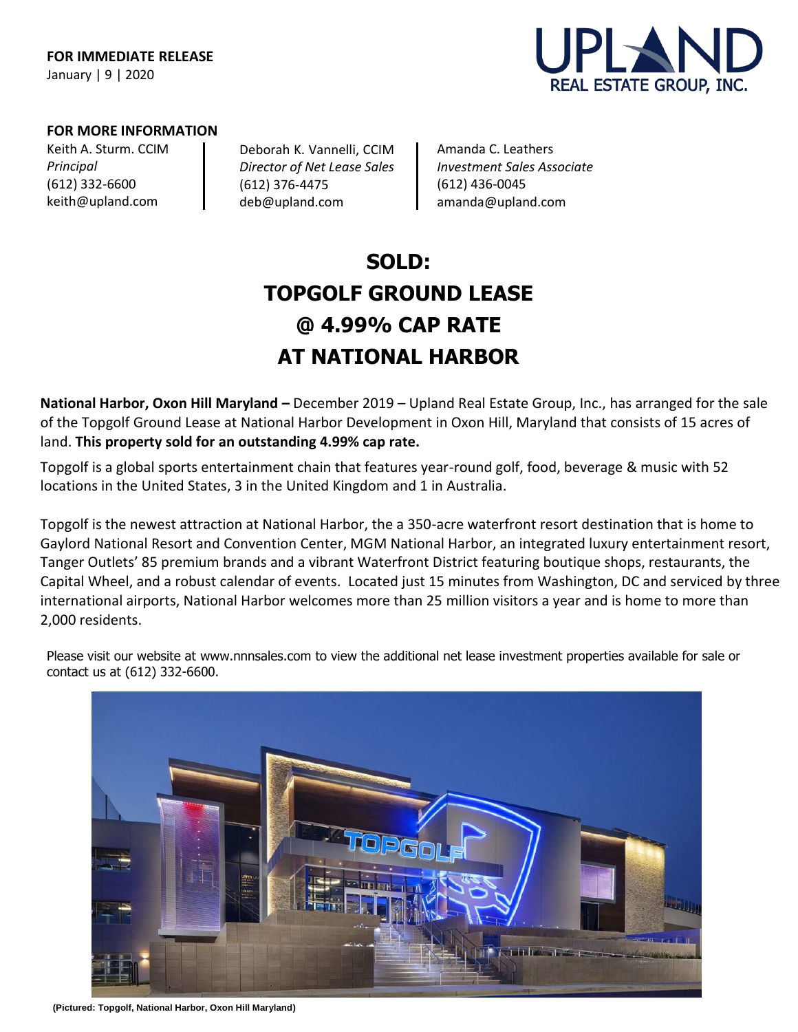**FOR IMMEDIATE RELEASE**
January | 9 | 2020

UPLAND REAL ESTATE GROUP, INC.

**FOR MORE INFORMATION**

Keith A. Sturm. CCIM
*Principal*
(612) 332-6600
keith@upland.com

Deborah K. Vannelli, CCIM
*Director of Net Lease Sales*
(612) 376-4475
deb@upland.com

Amanda C. Leathers
*Investment Sales Associate*
(612) 436-0045
amanda@upland.com

# SOLD:
# TOPGOLF GROUND LEASE
# @ 4.99% CAP RATE
# AT NATIONAL HARBOR

**National Harbor, Oxon Hill Maryland –** December 2019 – Upland Real Estate Group, Inc., has arranged for the sale of the Topgolf Ground Lease at National Harbor Development in Oxon Hill, Maryland that consists of 15 acres of land. **This property sold for an outstanding 4.99% cap rate.**

Topgolf is a global sports entertainment chain that features year-round golf, food, beverage & music with 52 locations in the United States, 3 in the United Kingdom and 1 in Australia.

Topgolf is the newest attraction at National Harbor, the a 350-acre waterfront resort destination that is home to Gaylord National Resort and Convention Center, MGM National Harbor, an integrated luxury entertainment resort, Tanger Outlets' 85 premium brands and a vibrant Waterfront District featuring boutique shops, restaurants, the Capital Wheel, and a robust calendar of events. Located just 15 minutes from Washington, DC and serviced by three international airports, National Harbor welcomes more than 25 million visitors a year and is home to more than 2,000 residents.

Please visit our website at www.nnnsales.com to view the additional net lease investment properties available for sale or contact us at (612) 332-6600.

**(Pictured: Topgolf, National Harbor, Oxon Hill Maryland)**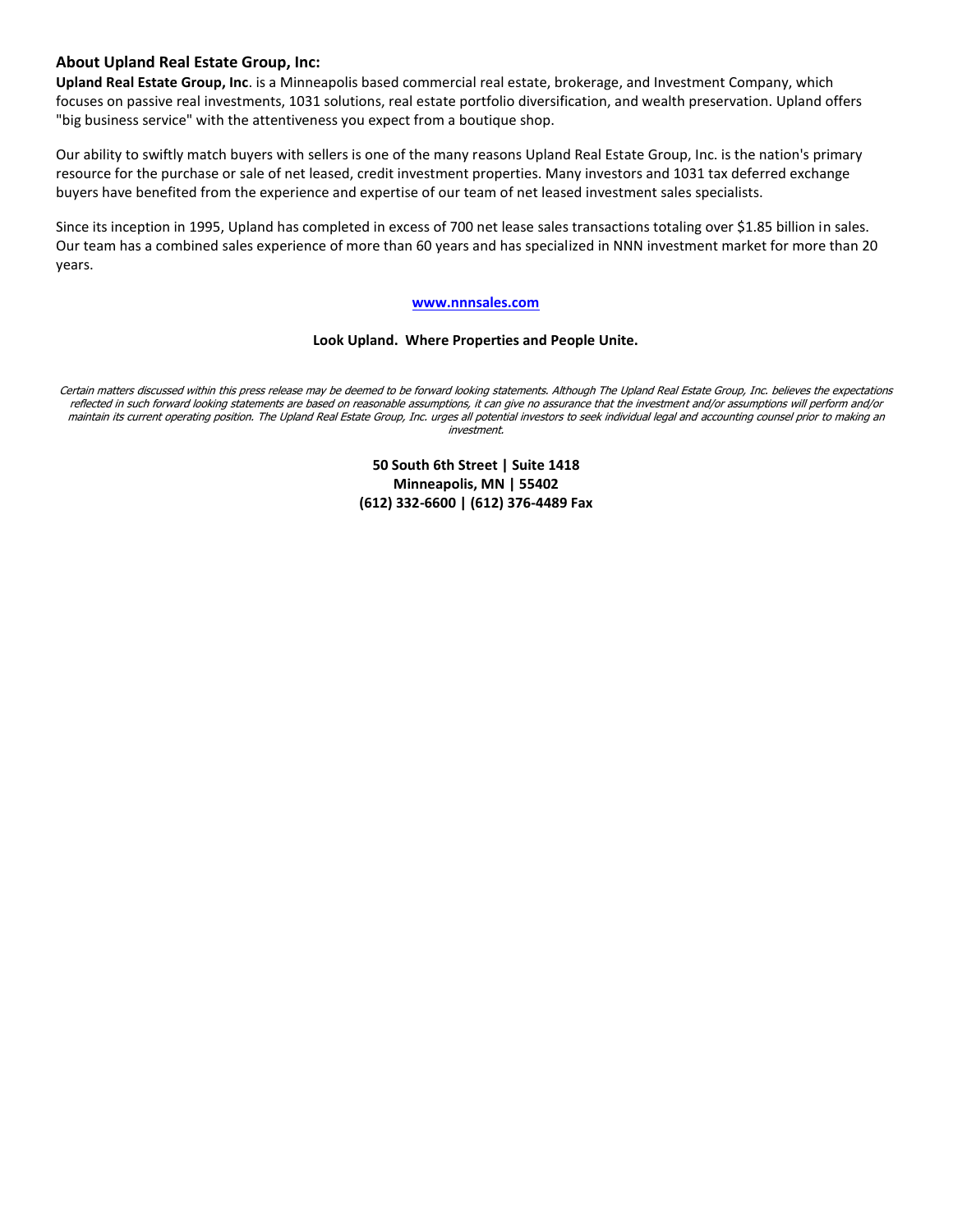### About Upland Real Estate Group, Inc:

**Upland Real Estate Group, Inc**. is a Minneapolis based commercial real estate, brokerage, and Investment Company, which focuses on passive real investments, 1031 solutions, real estate portfolio diversification, and wealth preservation. Upland offers "big business service" with the attentiveness you expect from a boutique shop.

Our ability to swiftly match buyers with sellers is one of the many reasons Upland Real Estate Group, Inc. is the nation's primary resource for the purchase or sale of net leased, credit investment properties. Many investors and 1031 tax deferred exchange buyers have benefited from the experience and expertise of our team of net leased investment sales specialists.

Since its inception in 1995, Upland has completed in excess of 700 net lease sales transactions totaling over $1.85 billion in sales. Our team has a combined sales experience of more than 60 years and has specialized in NNN investment market for more than 20 years.

**[www.nnnsales.com](http://www.nnnsales.com)**

**Look Upland. Where Properties and People Unite.**

*Certain matters discussed within this press release may be deemed to be forward looking statements. Although The Upland Real Estate Group, Inc. believes the expectations reflected in such forward looking statements are based on reasonable assumptions, it can give no assurance that the investment and/or assumptions will perform and/or maintain its current operating position. The Upland Real Estate Group, Inc. urges all potential investors to seek individual legal and accounting counsel prior to making an investment.*

**50 South 6th Street | Suite 1418**
**Minneapolis, MN | 55402**
**(612) 332-6600 | (612) 376-4489 Fax**